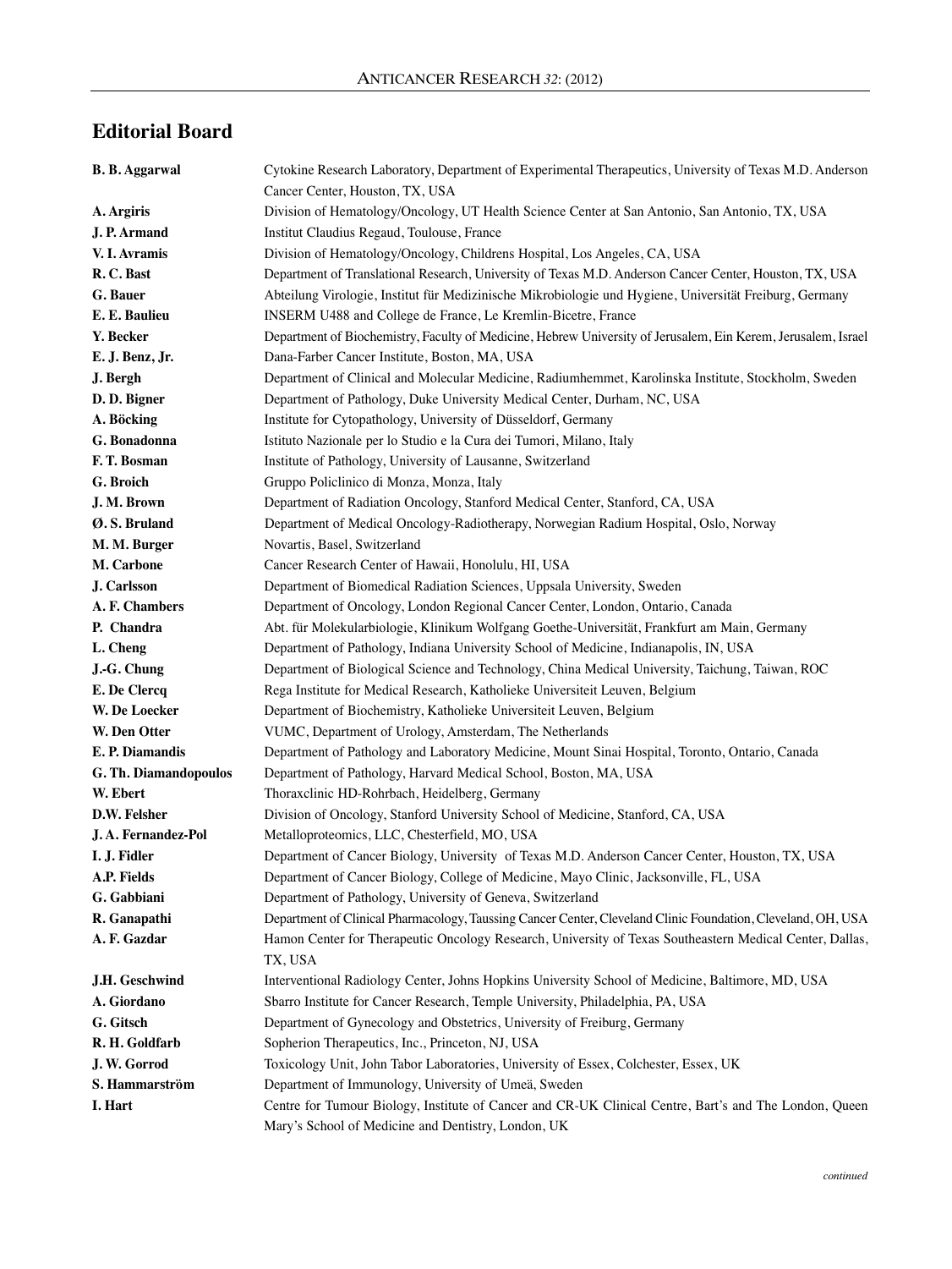## Editorial Board

**B. B. Aggarwal** Cytokine Research Laboratory, Department of Experimental Therapeutics, University of Texas M.D. Anderson Cancer Center, Houston, TX, USA

**A. Argiris** Division of Hematology/Oncology, UT Health Science Center at San Antonio, San Antonio, TX, USA

**J. P. Armand** Institut Claudius Regaud, Toulouse, France

**V. I. Avramis** Division of Hematology/Oncology, Childrens Hospital, Los Angeles, CA, USA

**R. C. Bast** Department of Translational Research, University of Texas M.D. Anderson Cancer Center, Houston, TX, USA

**G. Bauer** Abteilung Virologie, Institut für Medizinische Mikrobiologie und Hygiene, Universität Freiburg, Germany

**E. E. Baulieu** INSERM U488 and College de France, Le Kremlin-Bicetre, France

**Y. Becker** Department of Biochemistry, Faculty of Medicine, Hebrew University of Jerusalem, Ein Kerem, Jerusalem, Israel

**E. J. Benz, Jr.** Dana-Farber Cancer Institute, Boston, MA, USA

**J. Bergh** Department of Clinical and Molecular Medicine, Radiumhemmet, Karolinska Institute, Stockholm, Sweden

**D. D. Bigner** Department of Pathology, Duke University Medical Center, Durham, NC, USA

**A. Böcking** Institute for Cytopathology, University of Düsseldorf, Germany

**G. Bonadonna** Istituto Nazionale per lo Studio e la Cura dei Tumori, Milano, Italy

**F. T. Bosman** Institute of Pathology, University of Lausanne, Switzerland

**G. Broich** Gruppo Policlinico di Monza, Monza, Italy

**J. M. Brown** Department of Radiation Oncology, Stanford Medical Center, Stanford, CA, USA

**Ø. S. Bruland** Department of Medical Oncology-Radiotherapy, Norwegian Radium Hospital, Oslo, Norway

**M. M. Burger** Novartis, Basel, Switzerland

**M. Carbone** Cancer Research Center of Hawaii, Honolulu, HI, USA

**J. Carlsson** Department of Biomedical Radiation Sciences, Uppsala University, Sweden

**A. F. Chambers** Department of Oncology, London Regional Cancer Center, London, Ontario, Canada

**P. Chandra** Abt. für Molekularbiologie, Klinikum Wolfgang Goethe-Universität, Frankfurt am Main, Germany

**L. Cheng** Department of Pathology, Indiana University School of Medicine, Indianapolis, IN, USA

**J.-G. Chung** Department of Biological Science and Technology, China Medical University, Taichung, Taiwan, ROC

**E. De Clercq** Rega Institute for Medical Research, Katholieke Universiteit Leuven, Belgium

**W. De Loecker** Department of Biochemistry, Katholieke Universiteit Leuven, Belgium

**W. Den Otter** VUMC, Department of Urology, Amsterdam, The Netherlands

**E. P. Diamandis** Department of Pathology and Laboratory Medicine, Mount Sinai Hospital, Toronto, Ontario, Canada

**G. Th. Diamandopoulos** Department of Pathology, Harvard Medical School, Boston, MA, USA

**W. Ebert** Thoraxclinic HD-Rohrbach, Heidelberg, Germany

**D.W. Felsher** Division of Oncology, Stanford University School of Medicine, Stanford, CA, USA

**J. A. Fernandez-Pol** Metalloproteomics, LLC, Chesterfield, MO, USA

**I. J. Fidler** Department of Cancer Biology, University of Texas M.D. Anderson Cancer Center, Houston, TX, USA

**A.P. Fields** Department of Cancer Biology, College of Medicine, Mayo Clinic, Jacksonville, FL, USA

**G. Gabbiani** Department of Pathology, University of Geneva, Switzerland

**R. Ganapathi** Department of Clinical Pharmacology, Taussing Cancer Center, Cleveland Clinic Foundation, Cleveland, OH, USA

**A. F. Gazdar** Hamon Center for Therapeutic Oncology Research, University of Texas Southeastern Medical Center, Dallas, TX, USA

**J.H. Geschwind** Interventional Radiology Center, Johns Hopkins University School of Medicine, Baltimore, MD, USA

**A. Giordano** Sbarro Institute for Cancer Research, Temple University, Philadelphia, PA, USA

**G. Gitsch** Department of Gynecology and Obstetrics, University of Freiburg, Germany

**R. H. Goldfarb** Sopherion Therapeutics, Inc., Princeton, NJ, USA

**J. W. Gorrod** Toxicology Unit, John Tabor Laboratories, University of Essex, Colchester, Essex, UK

**S. Hammarström** Department of Immunology, University of Umeä, Sweden

**I. Hart** Centre for Tumour Biology, Institute of Cancer and CR-UK Clinical Centre, Bart's and The London, Queen Mary's School of Medicine and Dentistry, London, UK

*continued*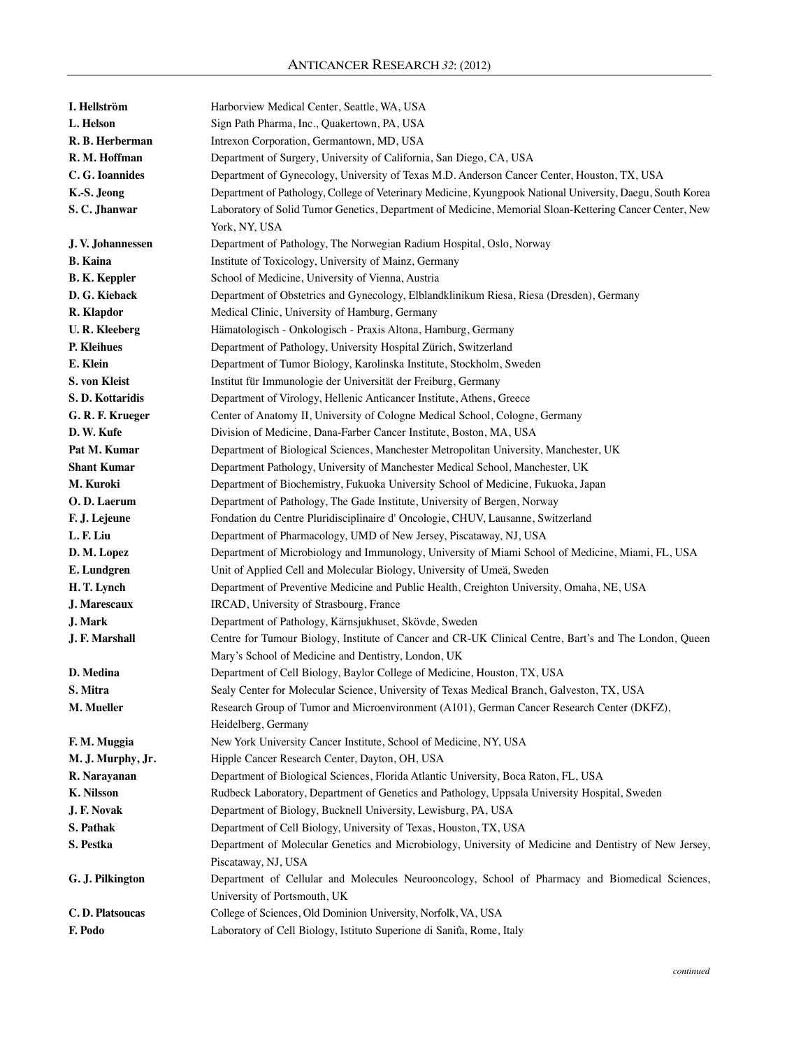| | |
|---|---|
| **I. Hellström** | Harborview Medical Center, Seattle, WA, USA |
| **L. Helson** | Sign Path Pharma, Inc., Quakertown, PA, USA |
| **R. B. Herberman** | Intrexon Corporation, Germantown, MD, USA |
| **R. M. Hoffman** | Department of Surgery, University of California, San Diego, CA, USA |
| **C. G. Ioannides** | Department of Gynecology, University of Texas M.D. Anderson Cancer Center, Houston, TX, USA |
| **K.-S. Jeong** | Department of Pathology, College of Veterinary Medicine, Kyungpook National University, Daegu, South Korea |
| **S. C. Jhanwar** | Laboratory of Solid Tumor Genetics, Department of Medicine, Memorial Sloan-Kettering Cancer Center, New York, NY, USA |
| **J. V. Johannessen** | Department of Pathology, The Norwegian Radium Hospital, Oslo, Norway |
| **B. Kaina** | Institute of Toxicology, University of Mainz, Germany |
| **B. K. Keppler** | School of Medicine, University of Vienna, Austria |
| **D. G. Kieback** | Department of Obstetrics and Gynecology, Elblandklinikum Riesa, Riesa (Dresden), Germany |
| **R. Klapdor** | Medical Clinic, University of Hamburg, Germany |
| **U. R. Kleeberg** | Hämatologisch - Onkologisch - Praxis Altona, Hamburg, Germany |
| **P. Kleihues** | Department of Pathology, University Hospital Zürich, Switzerland |
| **E. Klein** | Department of Tumor Biology, Karolinska Institute, Stockholm, Sweden |
| **S. von Kleist** | Institut für Immunologie der Universität der Freiburg, Germany |
| **S. D. Kottaridis** | Department of Virology, Hellenic Anticancer Institute, Athens, Greece |
| **G. R. F. Krueger** | Center of Anatomy II, University of Cologne Medical School, Cologne, Germany |
| **D. W. Kufe** | Division of Medicine, Dana-Farber Cancer Institute, Boston, MA, USA |
| **Pat M. Kumar** | Department of Biological Sciences, Manchester Metropolitan University, Manchester, UK |
| **Shant Kumar** | Department Pathology, University of Manchester Medical School, Manchester, UK |
| **M. Kuroki** | Department of Biochemistry, Fukuoka University School of Medicine, Fukuoka, Japan |
| **O. D. Laerum** | Department of Pathology, The Gade Institute, University of Bergen, Norway |
| **F. J. Lejeune** | Fondation du Centre Pluridisciplinaire d' Oncologie, CHUV, Lausanne, Switzerland |
| **L. F. Liu** | Department of Pharmacology, UMD of New Jersey, Piscataway, NJ, USA |
| **D. M. Lopez** | Department of Microbiology and Immunology, University of Miami School of Medicine, Miami, FL, USA |
| **E. Lundgren** | Unit of Applied Cell and Molecular Biology, University of Umeä, Sweden |
| **H. T. Lynch** | Department of Preventive Medicine and Public Health, Creighton University, Omaha, NE, USA |
| **J. Marescaux** | IRCAD, University of Strasbourg, France |
| **J. Mark** | Department of Pathology, Kärnsjukhuset, Skövde, Sweden |
| **J. F. Marshall** | Centre for Tumour Biology, Institute of Cancer and CR-UK Clinical Centre, Bart's and The London, Queen Mary's School of Medicine and Dentistry, London, UK |
| **D. Medina** | Department of Cell Biology, Baylor College of Medicine, Houston, TX, USA |
| **S. Mitra** | Sealy Center for Molecular Science, University of Texas Medical Branch, Galveston, TX, USA |
| **M. Mueller** | Research Group of Tumor and Microenvironment (A101), German Cancer Research Center (DKFZ), Heidelberg, Germany |
| **F. M. Muggia** | New York University Cancer Institute, School of Medicine, NY, USA |
| **M. J. Murphy, Jr.** | Hipple Cancer Research Center, Dayton, OH, USA |
| **R. Narayanan** | Department of Biological Sciences, Florida Atlantic University, Boca Raton, FL, USA |
| **K. Nilsson** | Rudbeck Laboratory, Department of Genetics and Pathology, Uppsala University Hospital, Sweden |
| **J. F. Novak** | Department of Biology, Bucknell University, Lewisburg, PA, USA |
| **S. Pathak** | Department of Cell Biology, University of Texas, Houston, TX, USA |
| **S. Pestka** | Department of Molecular Genetics and Microbiology, University of Medicine and Dentistry of New Jersey, Piscataway, NJ, USA |
| **G. J. Pilkington** | Department of Cellular and Molecules Neurooncology, School of Pharmacy and Biomedical Sciences, University of Portsmouth, UK |
| **C. D. Platsoucas** | College of Sciences, Old Dominion University, Norfolk, VA, USA |
| **F. Podo** | Laboratory of Cell Biology, Istituto Superione di Sanità, Rome, Italy |

*continued*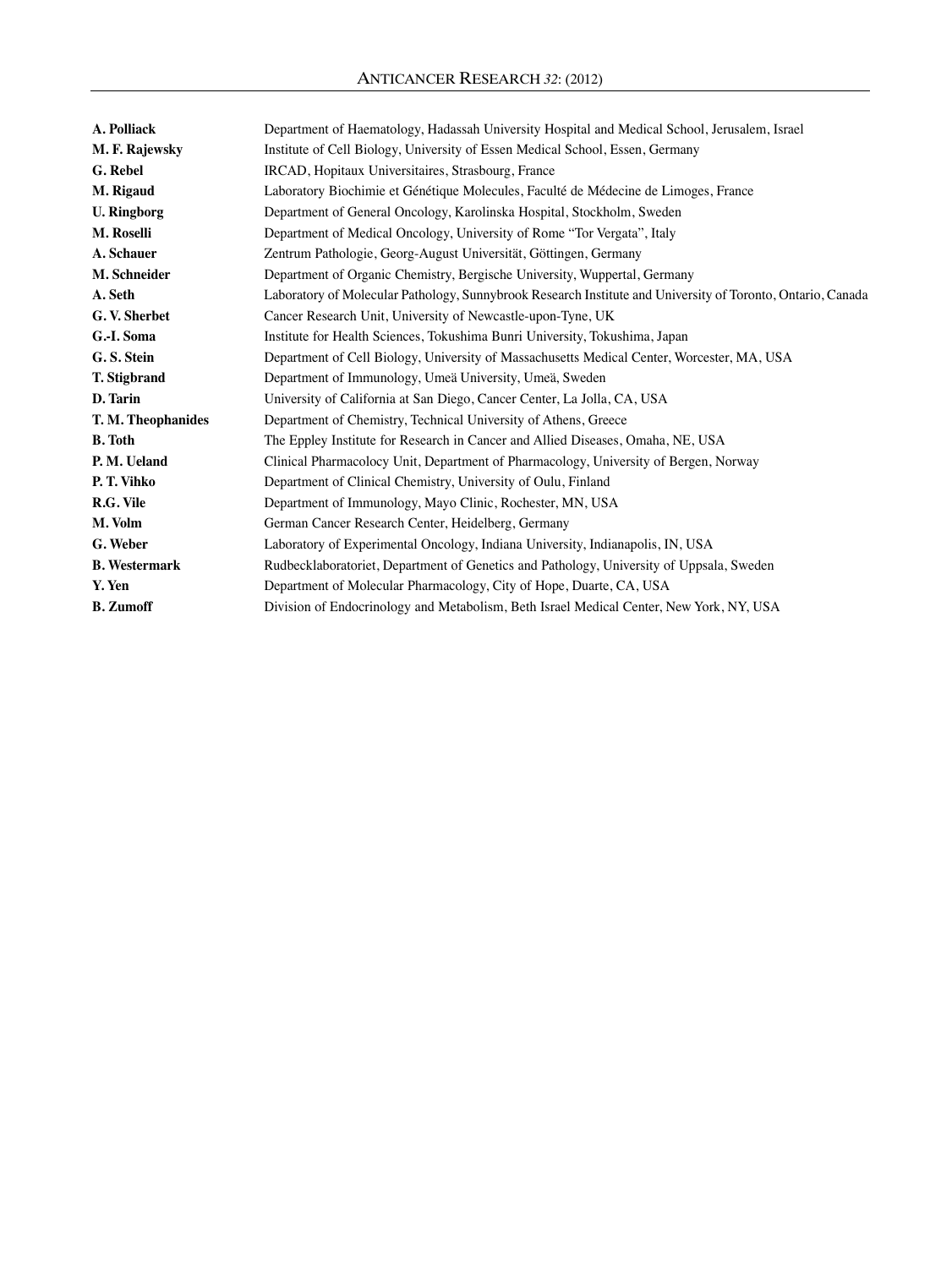| | |
|---|---|
| **A. Polliack** | Department of Haematology, Hadassah University Hospital and Medical School, Jerusalem, Israel |
| **M. F. Rajewsky** | Institute of Cell Biology, University of Essen Medical School, Essen, Germany |
| **G. Rebel** | IRCAD, Hopitaux Universitaires, Strasbourg, France |
| **M. Rigaud** | Laboratory Biochimie et Génétique Molecules, Faculté de Médecine de Limoges, France |
| **U. Ringborg** | Department of General Oncology, Karolinska Hospital, Stockholm, Sweden |
| **M. Roselli** | Department of Medical Oncology, University of Rome "Tor Vergata", Italy |
| **A. Schauer** | Zentrum Pathologie, Georg-August Universität, Göttingen, Germany |
| **M. Schneider** | Department of Organic Chemistry, Bergische University, Wuppertal, Germany |
| **A. Seth** | Laboratory of Molecular Pathology, Sunnybrook Research Institute and University of Toronto, Ontario, Canada |
| **G. V. Sherbet** | Cancer Research Unit, University of Newcastle-upon-Tyne, UK |
| **G.-I. Soma** | Institute for Health Sciences, Tokushima Bunri University, Tokushima, Japan |
| **G. S. Stein** | Department of Cell Biology, University of Massachusetts Medical Center, Worcester, MA, USA |
| **T. Stigbrand** | Department of Immunology, Umeä University, Umeä, Sweden |
| **D. Tarin** | University of California at San Diego, Cancer Center, La Jolla, CA, USA |
| **T. M. Theophanides** | Department of Chemistry, Technical University of Athens, Greece |
| **B. Toth** | The Eppley Institute for Research in Cancer and Allied Diseases, Omaha, NE, USA |
| **P. M. Ueland** | Clinical Pharmacolocy Unit, Department of Pharmacology, University of Bergen, Norway |
| **P. T. Vihko** | Department of Clinical Chemistry, University of Oulu, Finland |
| **R.G. Vile** | Department of Immunology, Mayo Clinic, Rochester, MN, USA |
| **M. Volm** | German Cancer Research Center, Heidelberg, Germany |
| **G. Weber** | Laboratory of Experimental Oncology, Indiana University, Indianapolis, IN, USA |
| **B. Westermark** | Rudbecklaboratoriet, Department of Genetics and Pathology, University of Uppsala, Sweden |
| **Y. Yen** | Department of Molecular Pharmacology, City of Hope, Duarte, CA, USA |
| **B. Zumoff** | Division of Endocrinology and Metabolism, Beth Israel Medical Center, New York, NY, USA |